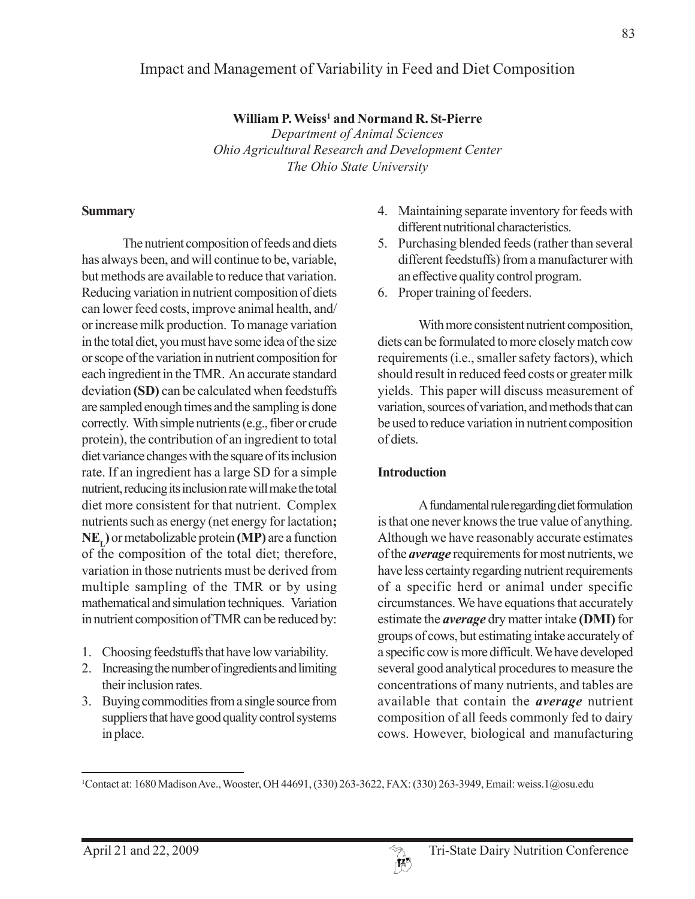# Impact and Management of Variability in Feed and Diet Composition

**William P. Weiss[1] and Normand R. St-Pierre**
*Department of Animal Sciences*
*Ohio Agricultural Research and Development Center*
*The Ohio State University*

## Summary

The nutrient composition of feeds and diets has always been, and will continue to be, variable, but methods are available to reduce that variation. Reducing variation in nutrient composition of diets can lower feed costs, improve animal health, and/or increase milk production. To manage variation in the total diet, you must have some idea of the size or scope of the variation in nutrient composition for each ingredient in the TMR. An accurate standard deviation **(SD)** can be calculated when feedstuffs are sampled enough times and the sampling is done correctly. With simple nutrients (e.g., fiber or crude protein), the contribution of an ingredient to total diet variance changes with the square of its inclusion rate. If an ingredient has a large SD for a simple nutrient, reducing its inclusion rate will make the total diet more consistent for that nutrient. Complex nutrients such as energy (net energy for lactation**;** **$NE_L$)** or metabolizable protein **(MP)** are a function of the composition of the total diet; therefore, variation in those nutrients must be derived from multiple sampling of the TMR or by using mathematical and simulation techniques. Variation in nutrient composition of TMR can be reduced by:

1. Choosing feedstuffs that have low variability.
2. Increasing the number of ingredients and limiting their inclusion rates.
3. Buying commodities from a single source from suppliers that have good quality control systems in place.
4. Maintaining separate inventory for feeds with different nutritional characteristics.
5. Purchasing blended feeds (rather than several different feedstuffs) from a manufacturer with an effective quality control program.
6. Proper training of feeders.

With more consistent nutrient composition, diets can be formulated to more closely match cow requirements (i.e., smaller safety factors), which should result in reduced feed costs or greater milk yields. This paper will discuss measurement of variation, sources of variation, and methods that can be used to reduce variation in nutrient composition of diets.

## Introduction

A fundamental rule regarding diet formulation is that one never knows the true value of anything. Although we have reasonably accurate estimates of the ***average*** requirements for most nutrients, we have less certainty regarding nutrient requirements of a specific herd or animal under specific circumstances. We have equations that accurately estimate the ***average*** dry matter intake **(DMI)** for groups of cows, but estimating intake accurately of a specific cow is more difficult. We have developed several good analytical procedures to measure the concentrations of many nutrients, and tables are available that contain the ***average*** nutrient composition of all feeds commonly fed to dairy cows. However, biological and manufacturing

[1] Contact at: 1680 Madison Ave., Wooster, OH 44691, (330) 263-3622, FAX: (330) 263-3949, Email: weiss.1@osu.edu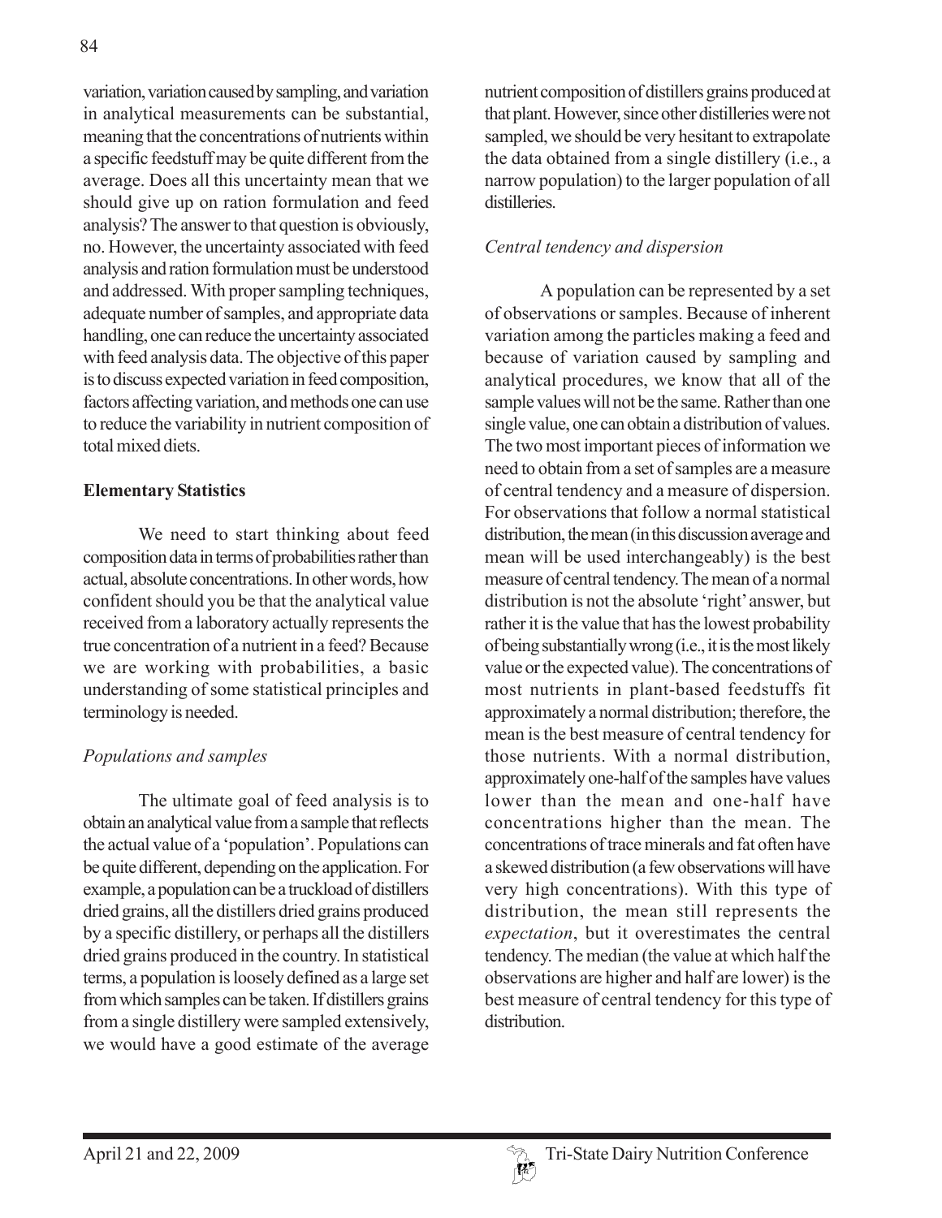variation, variation caused by sampling, and variation in analytical measurements can be substantial, meaning that the concentrations of nutrients within a specific feedstuff may be quite different from the average. Does all this uncertainty mean that we should give up on ration formulation and feed analysis? The answer to that question is obviously, no. However, the uncertainty associated with feed analysis and ration formulation must be understood and addressed. With proper sampling techniques, adequate number of samples, and appropriate data handling, one can reduce the uncertainty associated with feed analysis data. The objective of this paper is to discuss expected variation in feed composition, factors affecting variation, and methods one can use to reduce the variability in nutrient composition of total mixed diets.

## Elementary Statistics

We need to start thinking about feed composition data in terms of probabilities rather than actual, absolute concentrations. In other words, how confident should you be that the analytical value received from a laboratory actually represents the true concentration of a nutrient in a feed? Because we are working with probabilities, a basic understanding of some statistical principles and terminology is needed.

### *Populations and samples*

The ultimate goal of feed analysis is to obtain an analytical value from a sample that reflects the actual value of a 'population'. Populations can be quite different, depending on the application. For example, a population can be a truckload of distillers dried grains, all the distillers dried grains produced by a specific distillery, or perhaps all the distillers dried grains produced in the country. In statistical terms, a population is loosely defined as a large set from which samples can be taken. If distillers grains from a single distillery were sampled extensively, we would have a good estimate of the average nutrient composition of distillers grains produced at that plant. However, since other distilleries were not sampled, we should be very hesitant to extrapolate the data obtained from a single distillery (i.e., a narrow population) to the larger population of all distilleries.

### *Central tendency and dispersion*

A population can be represented by a set of observations or samples. Because of inherent variation among the particles making a feed and because of variation caused by sampling and analytical procedures, we know that all of the sample values will not be the same. Rather than one single value, one can obtain a distribution of values. The two most important pieces of information we need to obtain from a set of samples are a measure of central tendency and a measure of dispersion. For observations that follow a normal statistical distribution, the mean (in this discussion average and mean will be used interchangeably) is the best measure of central tendency. The mean of a normal distribution is not the absolute 'right' answer, but rather it is the value that has the lowest probability of being substantially wrong (i.e., it is the most likely value or the expected value). The concentrations of most nutrients in plant-based feedstuffs fit approximately a normal distribution; therefore, the mean is the best measure of central tendency for those nutrients. With a normal distribution, approximately one-half of the samples have values lower than the mean and one-half have concentrations higher than the mean. The concentrations of trace minerals and fat often have a skewed distribution (a few observations will have very high concentrations). With this type of distribution, the mean still represents the *expectation*, but it overestimates the central tendency. The median (the value at which half the observations are higher and half are lower) is the best measure of central tendency for this type of distribution.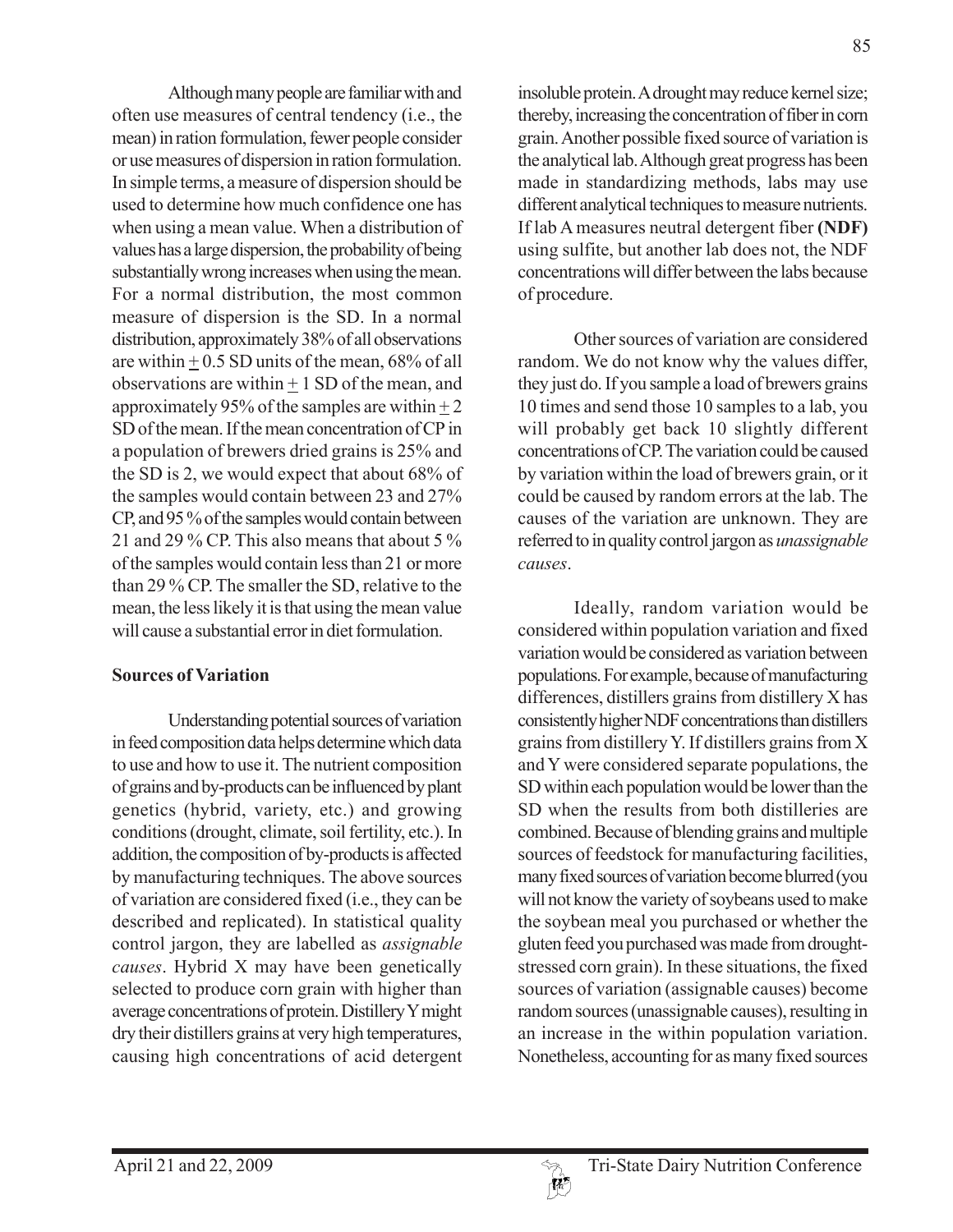Although many people are familiar with and often use measures of central tendency (i.e., the mean) in ration formulation, fewer people consider or use measures of dispersion in ration formulation. In simple terms, a measure of dispersion should be used to determine how much confidence one has when using a mean value. When a distribution of values has a large dispersion, the probability of being substantially wrong increases when using the mean. For a normal distribution, the most common measure of dispersion is the SD. In a normal distribution, approximately 38% of all observations are within ± 0.5 SD units of the mean, 68% of all observations are within ± 1 SD of the mean, and approximately 95% of the samples are within ± 2 SD of the mean. If the mean concentration of CP in a population of brewers dried grains is 25% and the SD is 2, we would expect that about 68% of the samples would contain between 23 and 27% CP, and 95 % of the samples would contain between 21 and 29 % CP. This also means that about 5 % of the samples would contain less than 21 or more than 29 % CP. The smaller the SD, relative to the mean, the less likely it is that using the mean value will cause a substantial error in diet formulation.

**Sources of Variation**

Understanding potential sources of variation in feed composition data helps determine which data to use and how to use it. The nutrient composition of grains and by-products can be influenced by plant genetics (hybrid, variety, etc.) and growing conditions (drought, climate, soil fertility, etc.). In addition, the composition of by-products is affected by manufacturing techniques. The above sources of variation are considered fixed (i.e., they can be described and replicated). In statistical quality control jargon, they are labelled as *assignable causes*. Hybrid X may have been genetically selected to produce corn grain with higher than average concentrations of protein. Distillery Y might dry their distillers grains at very high temperatures, causing high concentrations of acid detergent insoluble protein. A drought may reduce kernel size; thereby, increasing the concentration of fiber in corn grain. Another possible fixed source of variation is the analytical lab. Although great progress has been made in standardizing methods, labs may use different analytical techniques to measure nutrients. If lab A measures neutral detergent fiber **(NDF)** using sulfite, but another lab does not, the NDF concentrations will differ between the labs because of procedure.

Other sources of variation are considered random. We do not know why the values differ, they just do. If you sample a load of brewers grains 10 times and send those 10 samples to a lab, you will probably get back 10 slightly different concentrations of CP. The variation could be caused by variation within the load of brewers grain, or it could be caused by random errors at the lab. The causes of the variation are unknown. They are referred to in quality control jargon as *unassignable causes*.

Ideally, random variation would be considered within population variation and fixed variation would be considered as variation between populations. For example, because of manufacturing differences, distillers grains from distillery X has consistently higher NDF concentrations than distillers grains from distillery Y. If distillers grains from X and Y were considered separate populations, the SD within each population would be lower than the SD when the results from both distilleries are combined. Because of blending grains and multiple sources of feedstock for manufacturing facilities, many fixed sources of variation become blurred (you will not know the variety of soybeans used to make the soybean meal you purchased or whether the gluten feed you purchased was made from drought-stressed corn grain). In these situations, the fixed sources of variation (assignable causes) become random sources (unassignable causes), resulting in an increase in the within population variation. Nonetheless, accounting for as many fixed sources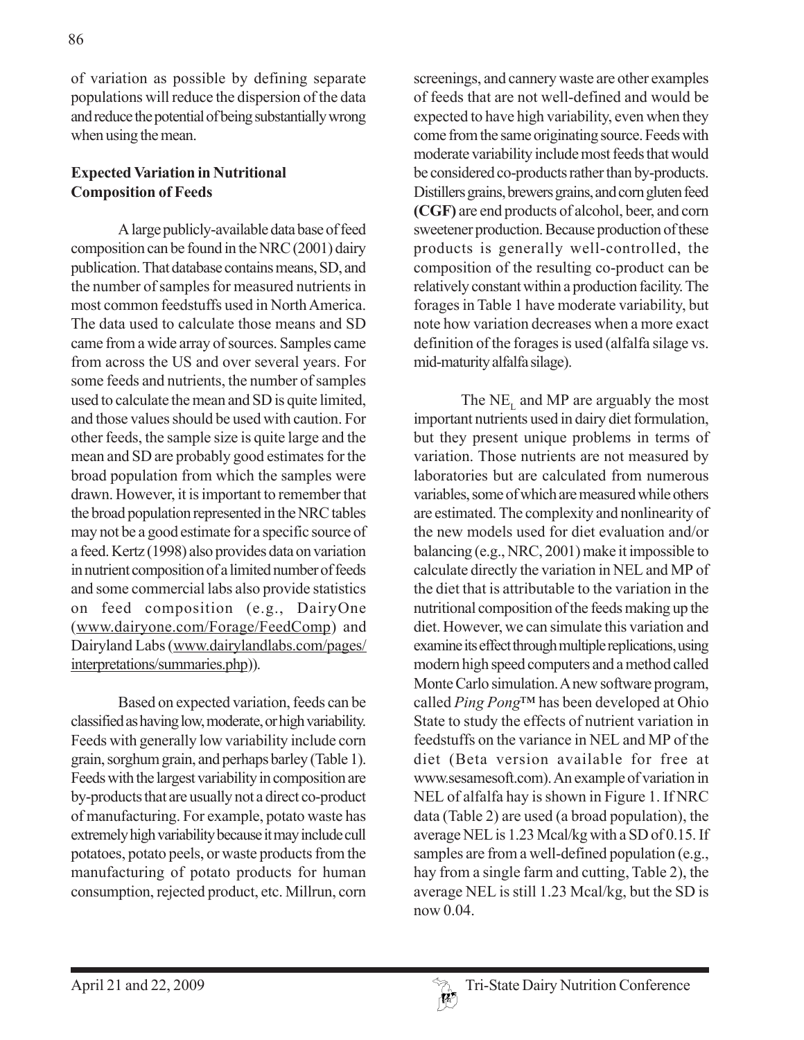of variation as possible by defining separate populations will reduce the dispersion of the data and reduce the potential of being substantially wrong when using the mean.

## Expected Variation in Nutritional Composition of Feeds

A large publicly-available data base of feed composition can be found in the NRC (2001) dairy publication. That database contains means, SD, and the number of samples for measured nutrients in most common feedstuffs used in North America. The data used to calculate those means and SD came from a wide array of sources. Samples came from across the US and over several years. For some feeds and nutrients, the number of samples used to calculate the mean and SD is quite limited, and those values should be used with caution. For other feeds, the sample size is quite large and the mean and SD are probably good estimates for the broad population from which the samples were drawn. However, it is important to remember that the broad population represented in the NRC tables may not be a good estimate for a specific source of a feed. Kertz (1998) also provides data on variation in nutrient composition of a limited number of feeds and some commercial labs also provide statistics on feed composition (e.g., DairyOne (www.dairyone.com/Forage/FeedComp) and Dairyland Labs (www.dairylandlabs.com/pages/interpretations/summaries.php)).

Based on expected variation, feeds can be classified as having low, moderate, or high variability. Feeds with generally low variability include corn grain, sorghum grain, and perhaps barley (Table 1). Feeds with the largest variability in composition are by-products that are usually not a direct co-product of manufacturing. For example, potato waste has extremely high variability because it may include cull potatoes, potato peels, or waste products from the manufacturing of potato products for human consumption, rejected product, etc. Millrun, corn screenings, and cannery waste are other examples of feeds that are not well-defined and would be expected to have high variability, even when they come from the same originating source. Feeds with moderate variability include most feeds that would be considered co-products rather than by-products. Distillers grains, brewers grains, and corn gluten feed **(CGF)** are end products of alcohol, beer, and corn sweetener production. Because production of these products is generally well-controlled, the composition of the resulting co-product can be relatively constant within a production facility. The forages in Table 1 have moderate variability, but note how variation decreases when a more exact definition of the forages is used (alfalfa silage vs. mid-maturity alfalfa silage).

The $NE_L$ and MP are arguably the most important nutrients used in dairy diet formulation, but they present unique problems in terms of variation. Those nutrients are not measured by laboratories but are calculated from numerous variables, some of which are measured while others are estimated. The complexity and nonlinearity of the new models used for diet evaluation and/or balancing (e.g., NRC, 2001) make it impossible to calculate directly the variation in NEL and MP of the diet that is attributable to the variation in the nutritional composition of the feeds making up the diet. However, we can simulate this variation and examine its effect through multiple replications, using modern high speed computers and a method called Monte Carlo simulation. A new software program, called *Ping Pong*™ has been developed at Ohio State to study the effects of nutrient variation in feedstuffs on the variance in NEL and MP of the diet (Beta version available for free at www.sesamesoft.com). An example of variation in NEL of alfalfa hay is shown in Figure 1. If NRC data (Table 2) are used (a broad population), the average NEL is 1.23 Mcal/kg with a SD of 0.15. If samples are from a well-defined population (e.g., hay from a single farm and cutting, Table 2), the average NEL is still 1.23 Mcal/kg, but the SD is now 0.04.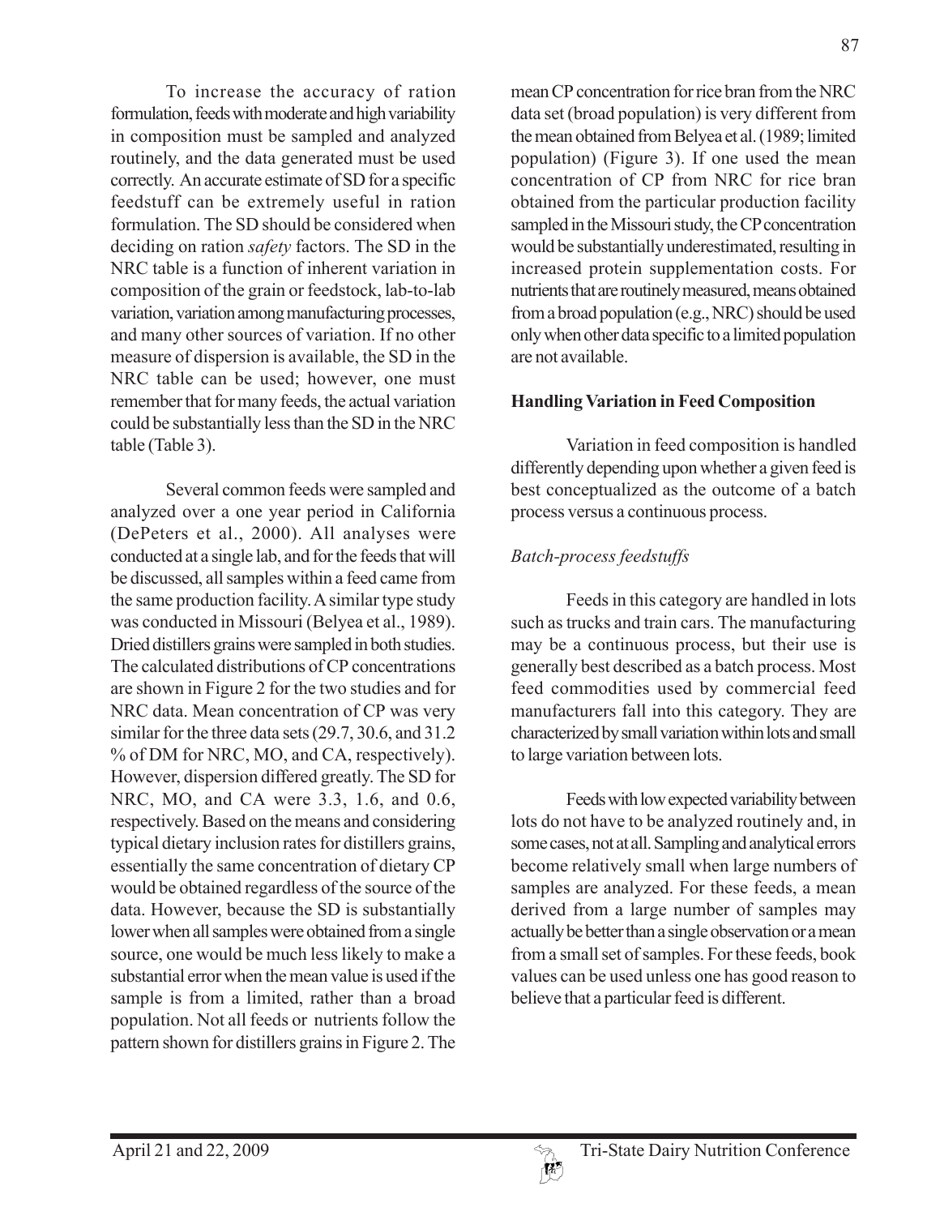To increase the accuracy of ration formulation, feeds with moderate and high variability in composition must be sampled and analyzed routinely, and the data generated must be used correctly. An accurate estimate of SD for a specific feedstuff can be extremely useful in ration formulation. The SD should be considered when deciding on ration *safety* factors. The SD in the NRC table is a function of inherent variation in composition of the grain or feedstock, lab-to-lab variation, variation among manufacturing processes, and many other sources of variation. If no other measure of dispersion is available, the SD in the NRC table can be used; however, one must remember that for many feeds, the actual variation could be substantially less than the SD in the NRC table (Table 3).

Several common feeds were sampled and analyzed over a one year period in California (DePeters et al., 2000). All analyses were conducted at a single lab, and for the feeds that will be discussed, all samples within a feed came from the same production facility. A similar type study was conducted in Missouri (Belyea et al., 1989). Dried distillers grains were sampled in both studies. The calculated distributions of CP concentrations are shown in Figure 2 for the two studies and for NRC data. Mean concentration of CP was very similar for the three data sets (29.7, 30.6, and 31.2 % of DM for NRC, MO, and CA, respectively). However, dispersion differed greatly. The SD for NRC, MO, and CA were 3.3, 1.6, and 0.6, respectively. Based on the means and considering typical dietary inclusion rates for distillers grains, essentially the same concentration of dietary CP would be obtained regardless of the source of the data. However, because the SD is substantially lower when all samples were obtained from a single source, one would be much less likely to make a substantial error when the mean value is used if the sample is from a limited, rather than a broad population. Not all feeds or nutrients follow the pattern shown for distillers grains in Figure 2. The mean CP concentration for rice bran from the NRC data set (broad population) is very different from the mean obtained from Belyea et al. (1989; limited population) (Figure 3). If one used the mean concentration of CP from NRC for rice bran obtained from the particular production facility sampled in the Missouri study, the CP concentration would be substantially underestimated, resulting in increased protein supplementation costs. For nutrients that are routinely measured, means obtained from a broad population (e.g., NRC) should be used only when other data specific to a limited population are not available.

## Handling Variation in Feed Composition

Variation in feed composition is handled differently depending upon whether a given feed is best conceptualized as the outcome of a batch process versus a continuous process.

### *Batch-process feedstuffs*

Feeds in this category are handled in lots such as trucks and train cars. The manufacturing may be a continuous process, but their use is generally best described as a batch process. Most feed commodities used by commercial feed manufacturers fall into this category. They are characterized by small variation within lots and small to large variation between lots.

Feeds with low expected variability between lots do not have to be analyzed routinely and, in some cases, not at all. Sampling and analytical errors become relatively small when large numbers of samples are analyzed. For these feeds, a mean derived from a large number of samples may actually be better than a single observation or a mean from a small set of samples. For these feeds, book values can be used unless one has good reason to believe that a particular feed is different.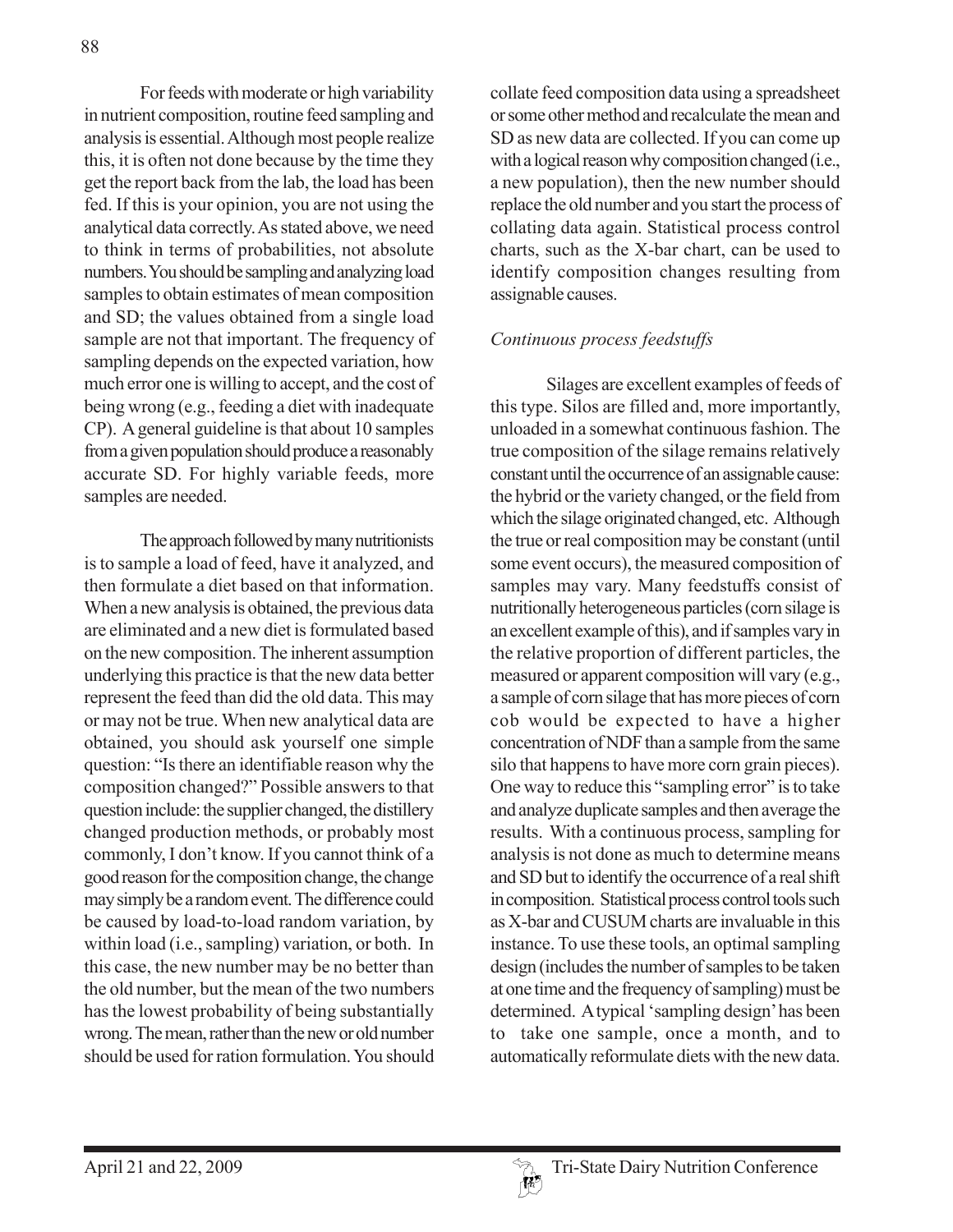For feeds with moderate or high variability in nutrient composition, routine feed sampling and analysis is essential. Although most people realize this, it is often not done because by the time they get the report back from the lab, the load has been fed. If this is your opinion, you are not using the analytical data correctly. As stated above, we need to think in terms of probabilities, not absolute numbers. You should be sampling and analyzing load samples to obtain estimates of mean composition and SD; the values obtained from a single load sample are not that important. The frequency of sampling depends on the expected variation, how much error one is willing to accept, and the cost of being wrong (e.g., feeding a diet with inadequate CP). A general guideline is that about 10 samples from a given population should produce a reasonably accurate SD. For highly variable feeds, more samples are needed.

The approach followed by many nutritionists is to sample a load of feed, have it analyzed, and then formulate a diet based on that information. When a new analysis is obtained, the previous data are eliminated and a new diet is formulated based on the new composition. The inherent assumption underlying this practice is that the new data better represent the feed than did the old data. This may or may not be true. When new analytical data are obtained, you should ask yourself one simple question: "Is there an identifiable reason why the composition changed?" Possible answers to that question include: the supplier changed, the distillery changed production methods, or probably most commonly, I don't know. If you cannot think of a good reason for the composition change, the change may simply be a random event. The difference could be caused by load-to-load random variation, by within load (i.e., sampling) variation, or both. In this case, the new number may be no better than the old number, but the mean of the two numbers has the lowest probability of being substantially wrong. The mean, rather than the new or old number should be used for ration formulation. You should collate feed composition data using a spreadsheet or some other method and recalculate the mean and SD as new data are collected. If you can come up with a logical reason why composition changed (i.e., a new population), then the new number should replace the old number and you start the process of collating data again. Statistical process control charts, such as the X-bar chart, can be used to identify composition changes resulting from assignable causes.

### *Continuous process feedstuffs*

Silages are excellent examples of feeds of this type. Silos are filled and, more importantly, unloaded in a somewhat continuous fashion. The true composition of the silage remains relatively constant until the occurrence of an assignable cause: the hybrid or the variety changed, or the field from which the silage originated changed, etc. Although the true or real composition may be constant (until some event occurs), the measured composition of samples may vary. Many feedstuffs consist of nutritionally heterogeneous particles (corn silage is an excellent example of this), and if samples vary in the relative proportion of different particles, the measured or apparent composition will vary (e.g., a sample of corn silage that has more pieces of corn cob would be expected to have a higher concentration of NDF than a sample from the same silo that happens to have more corn grain pieces). One way to reduce this "sampling error" is to take and analyze duplicate samples and then average the results. With a continuous process, sampling for analysis is not done as much to determine means and SD but to identify the occurrence of a real shift in composition. Statistical process control tools such as X-bar and CUSUM charts are invaluable in this instance. To use these tools, an optimal sampling design (includes the number of samples to be taken at one time and the frequency of sampling) must be determined. A typical 'sampling design' has been to take one sample, once a month, and to automatically reformulate diets with the new data.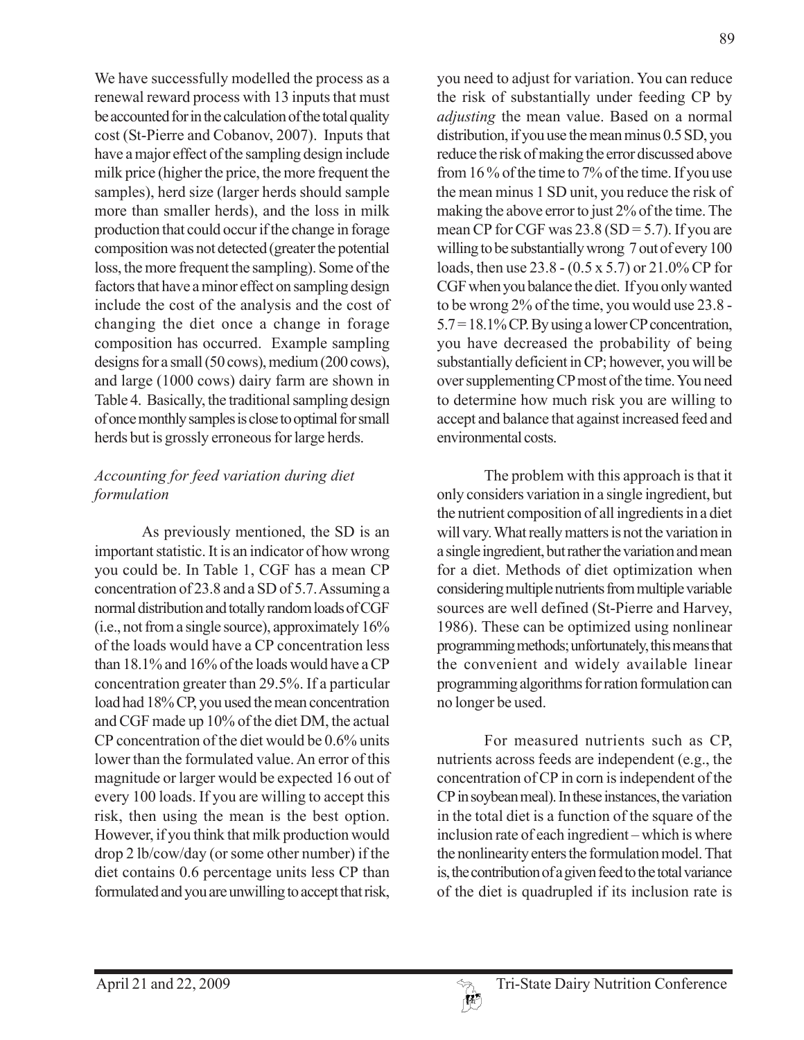We have successfully modelled the process as a renewal reward process with 13 inputs that must be accounted for in the calculation of the total quality cost (St-Pierre and Cobanov, 2007). Inputs that have a major effect of the sampling design include milk price (higher the price, the more frequent the samples), herd size (larger herds should sample more than smaller herds), and the loss in milk production that could occur if the change in forage composition was not detected (greater the potential loss, the more frequent the sampling). Some of the factors that have a minor effect on sampling design include the cost of the analysis and the cost of changing the diet once a change in forage composition has occurred. Example sampling designs for a small (50 cows), medium (200 cows), and large (1000 cows) dairy farm are shown in Table 4. Basically, the traditional sampling design of once monthly samples is close to optimal for small herds but is grossly erroneous for large herds.

### *Accounting for feed variation during diet formulation*

As previously mentioned, the SD is an important statistic. It is an indicator of how wrong you could be. In Table 1, CGF has a mean CP concentration of 23.8 and a SD of 5.7. Assuming a normal distribution and totally random loads of CGF (i.e., not from a single source), approximately 16% of the loads would have a CP concentration less than 18.1% and 16% of the loads would have a CP concentration greater than 29.5%. If a particular load had 18% CP, you used the mean concentration and CGF made up 10% of the diet DM, the actual CP concentration of the diet would be 0.6% units lower than the formulated value. An error of this magnitude or larger would be expected 16 out of every 100 loads. If you are willing to accept this risk, then using the mean is the best option. However, if you think that milk production would drop 2 lb/cow/day (or some other number) if the diet contains 0.6 percentage units less CP than formulated and you are unwilling to accept that risk, you need to adjust for variation. You can reduce the risk of substantially under feeding CP by *adjusting* the mean value. Based on a normal distribution, if you use the mean minus 0.5 SD, you reduce the risk of making the error discussed above from 16 % of the time to 7% of the time. If you use the mean minus 1 SD unit, you reduce the risk of making the above error to just 2% of the time. The mean CP for CGF was 23.8 (SD = 5.7). If you are willing to be substantially wrong 7 out of every 100 loads, then use 23.8 - (0.5 x 5.7) or 21.0% CP for CGF when you balance the diet. If you only wanted to be wrong 2% of the time, you would use 23.8 - 5.7 = 18.1% CP. By using a lower CP concentration, you have decreased the probability of being substantially deficient in CP; however, you will be over supplementing CP most of the time. You need to determine how much risk you are willing to accept and balance that against increased feed and environmental costs.

The problem with this approach is that it only considers variation in a single ingredient, but the nutrient composition of all ingredients in a diet will vary. What really matters is not the variation in a single ingredient, but rather the variation and mean for a diet. Methods of diet optimization when considering multiple nutrients from multiple variable sources are well defined (St-Pierre and Harvey, 1986). These can be optimized using nonlinear programming methods; unfortunately, this means that the convenient and widely available linear programming algorithms for ration formulation can no longer be used.

For measured nutrients such as CP, nutrients across feeds are independent (e.g., the concentration of CP in corn is independent of the CP in soybean meal). In these instances, the variation in the total diet is a function of the square of the inclusion rate of each ingredient – which is where the nonlinearity enters the formulation model. That is, the contribution of a given feed to the total variance of the diet is quadrupled if its inclusion rate is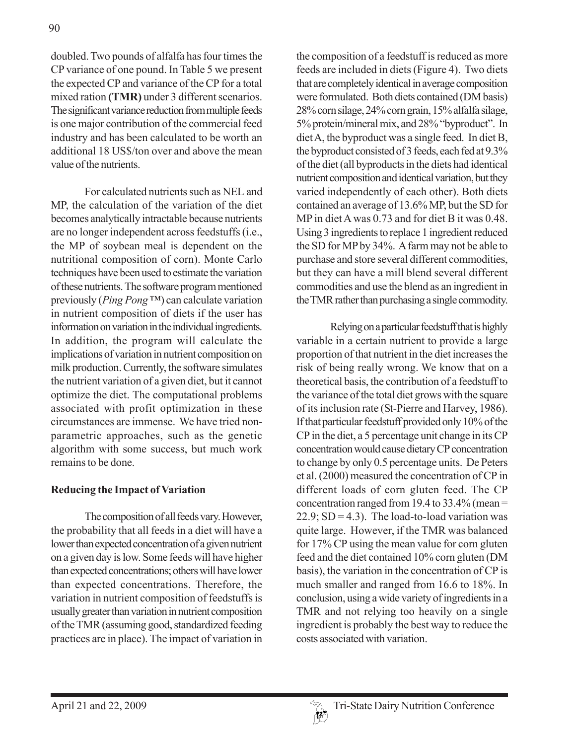doubled. Two pounds of alfalfa has four times the CP variance of one pound. In Table 5 we present the expected CP and variance of the CP for a total mixed ration **(TMR)** under 3 different scenarios. The significant variance reduction from multiple feeds is one major contribution of the commercial feed industry and has been calculated to be worth an additional 18 US$/ton over and above the mean value of the nutrients.

For calculated nutrients such as NEL and MP, the calculation of the variation of the diet becomes analytically intractable because nutrients are no longer independent across feedstuffs (i.e., the MP of soybean meal is dependent on the nutritional composition of corn). Monte Carlo techniques have been used to estimate the variation of these nutrients. The software program mentioned previously (*Ping Pong* ™) can calculate variation in nutrient composition of diets if the user has information on variation in the individual ingredients. In addition, the program will calculate the implications of variation in nutrient composition on milk production. Currently, the software simulates the nutrient variation of a given diet, but it cannot optimize the diet. The computational problems associated with profit optimization in these circumstances are immense. We have tried non-parametric approaches, such as the genetic algorithm with some success, but much work remains to be done.

**Reducing the Impact of Variation**

The composition of all feeds vary. However, the probability that all feeds in a diet will have a lower than expected concentration of a given nutrient on a given day is low. Some feeds will have higher than expected concentrations; others will have lower than expected concentrations. Therefore, the variation in nutrient composition of feedstuffs is usually greater than variation in nutrient composition of the TMR (assuming good, standardized feeding practices are in place). The impact of variation in the composition of a feedstuff is reduced as more feeds are included in diets (Figure 4). Two diets that are completely identical in average composition were formulated. Both diets contained (DM basis) 28% corn silage, 24% corn grain, 15% alfalfa silage, 5% protein/mineral mix, and 28% "byproduct". In diet A, the byproduct was a single feed. In diet B, the byproduct consisted of 3 feeds, each fed at 9.3% of the diet (all byproducts in the diets had identical nutrient composition and identical variation, but they varied independently of each other). Both diets contained an average of 13.6% MP, but the SD for MP in diet A was 0.73 and for diet B it was 0.48. Using 3 ingredients to replace 1 ingredient reduced the SD for MP by 34%. A farm may not be able to purchase and store several different commodities, but they can have a mill blend several different commodities and use the blend as an ingredient in the TMR rather than purchasing a single commodity.

Relying on a particular feedstuff that is highly variable in a certain nutrient to provide a large proportion of that nutrient in the diet increases the risk of being really wrong. We know that on a theoretical basis, the contribution of a feedstuff to the variance of the total diet grows with the square of its inclusion rate (St-Pierre and Harvey, 1986). If that particular feedstuff provided only 10% of the CP in the diet, a 5 percentage unit change in its CP concentration would cause dietary CP concentration to change by only 0.5 percentage units. De Peters et al. (2000) measured the concentration of CP in different loads of corn gluten feed. The CP concentration ranged from 19.4 to 33.4% (mean = 22.9; SD = 4.3). The load-to-load variation was quite large. However, if the TMR was balanced for 17% CP using the mean value for corn gluten feed and the diet contained 10% corn gluten (DM basis), the variation in the concentration of CP is much smaller and ranged from 16.6 to 18%. In conclusion, using a wide variety of ingredients in a TMR and not relying too heavily on a single ingredient is probably the best way to reduce the costs associated with variation.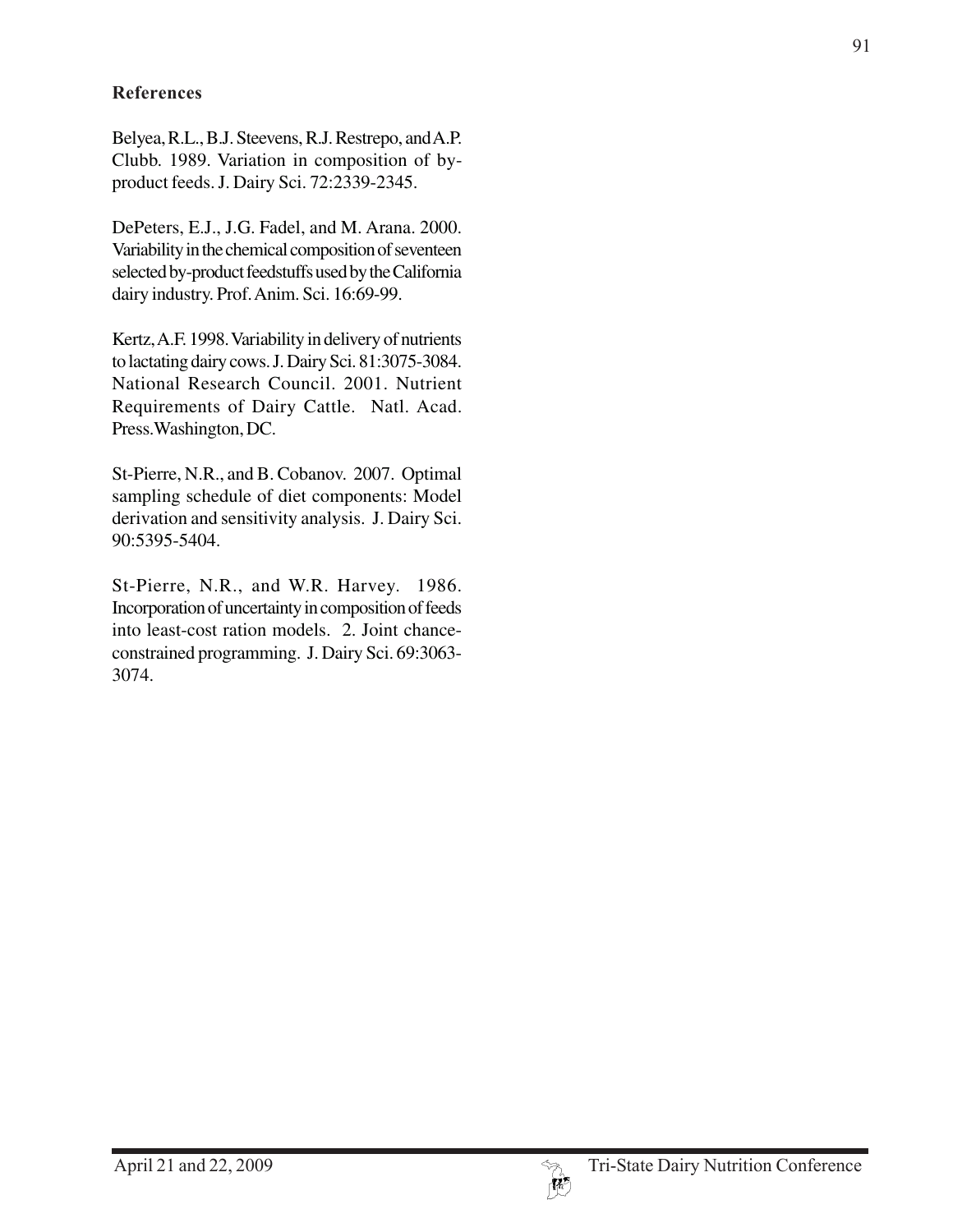## References

Belyea, R.L., B.J. Steevens, R.J. Restrepo, and A.P. Clubb. 1989. Variation in composition of by-product feeds. J. Dairy Sci. 72:2339-2345.

DePeters, E.J., J.G. Fadel, and M. Arana. 2000. Variability in the chemical composition of seventeen selected by-product feedstuffs used by the California dairy industry. Prof. Anim. Sci. 16:69-99.

Kertz, A.F. 1998. Variability in delivery of nutrients to lactating dairy cows. J. Dairy Sci. 81:3075-3084.

National Research Council. 2001. Nutrient Requirements of Dairy Cattle. Natl. Acad. Press. Washington, DC.

St-Pierre, N.R., and B. Cobanov. 2007. Optimal sampling schedule of diet components: Model derivation and sensitivity analysis. J. Dairy Sci. 90:5395-5404.

St-Pierre, N.R., and W.R. Harvey. 1986. Incorporation of uncertainty in composition of feeds into least-cost ration models. 2. Joint chance-constrained programming. J. Dairy Sci. 69:3063-3074.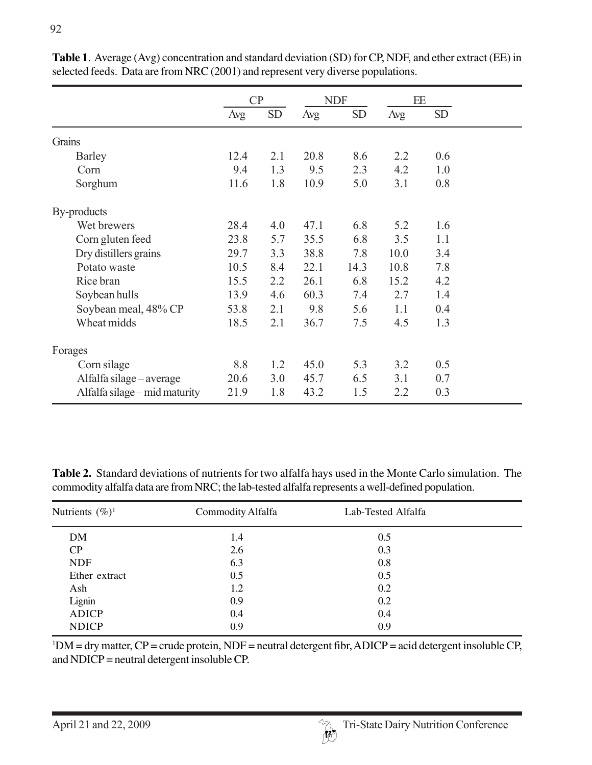**Table 1**. Average (Avg) concentration and standard deviation (SD) for CP, NDF, and ether extract (EE) in selected feeds. Data are from NRC (2001) and represent very diverse populations.

| | CP | | NDF | | EE | |
|---|---|---|---|---|---|---|
| | Avg | SD | Avg | SD | Avg | SD |
| Grains | | | | | | |
| Barley | 12.4 | 2.1 | 20.8 | 8.6 | 2.2 | 0.6 |
| Corn | 9.4 | 1.3 | 9.5 | 2.3 | 4.2 | 1.0 |
| Sorghum | 11.6 | 1.8 | 10.9 | 5.0 | 3.1 | 0.8 |
| By-products | | | | | | |
| Wet brewers | 28.4 | 4.0 | 47.1 | 6.8 | 5.2 | 1.6 |
| Corn gluten feed | 23.8 | 5.7 | 35.5 | 6.8 | 3.5 | 1.1 |
| Dry distillers grains | 29.7 | 3.3 | 38.8 | 7.8 | 10.0 | 3.4 |
| Potato waste | 10.5 | 8.4 | 22.1 | 14.3 | 10.8 | 7.8 |
| Rice bran | 15.5 | 2.2 | 26.1 | 6.8 | 15.2 | 4.2 |
| Soybean hulls | 13.9 | 4.6 | 60.3 | 7.4 | 2.7 | 1.4 |
| Soybean meal, 48% CP | 53.8 | 2.1 | 9.8 | 5.6 | 1.1 | 0.4 |
| Wheat midds | 18.5 | 2.1 | 36.7 | 7.5 | 4.5 | 1.3 |
| Forages | | | | | | |
| Corn silage | 8.8 | 1.2 | 45.0 | 5.3 | 3.2 | 0.5 |
| Alfalfa silage – average | 20.6 | 3.0 | 45.7 | 6.5 | 3.1 | 0.7 |
| Alfalfa silage – mid maturity | 21.9 | 1.8 | 43.2 | 1.5 | 2.2 | 0.3 |

**Table 2.** Standard deviations of nutrients for two alfalfa hays used in the Monte Carlo simulation. The commodity alfalfa data are from NRC; the lab-tested alfalfa represents a well-defined population.

| Nutrients (%)[1] | Commodity Alfalfa | Lab-Tested Alfalfa |
|---|---|---|
| DM | 1.4 | 0.5 |
| CP | 2.6 | 0.3 |
| NDF | 6.3 | 0.8 |
| Ether extract | 0.5 | 0.5 |
| Ash | 1.2 | 0.2 |
| Lignin | 0.9 | 0.2 |
| ADICP | 0.4 | 0.4 |
| NDICP | 0.9 | 0.9 |

[1]DM = dry matter, CP = crude protein, NDF = neutral detergent fibr, ADICP = acid detergent insoluble CP, and NDICP = neutral detergent insoluble CP.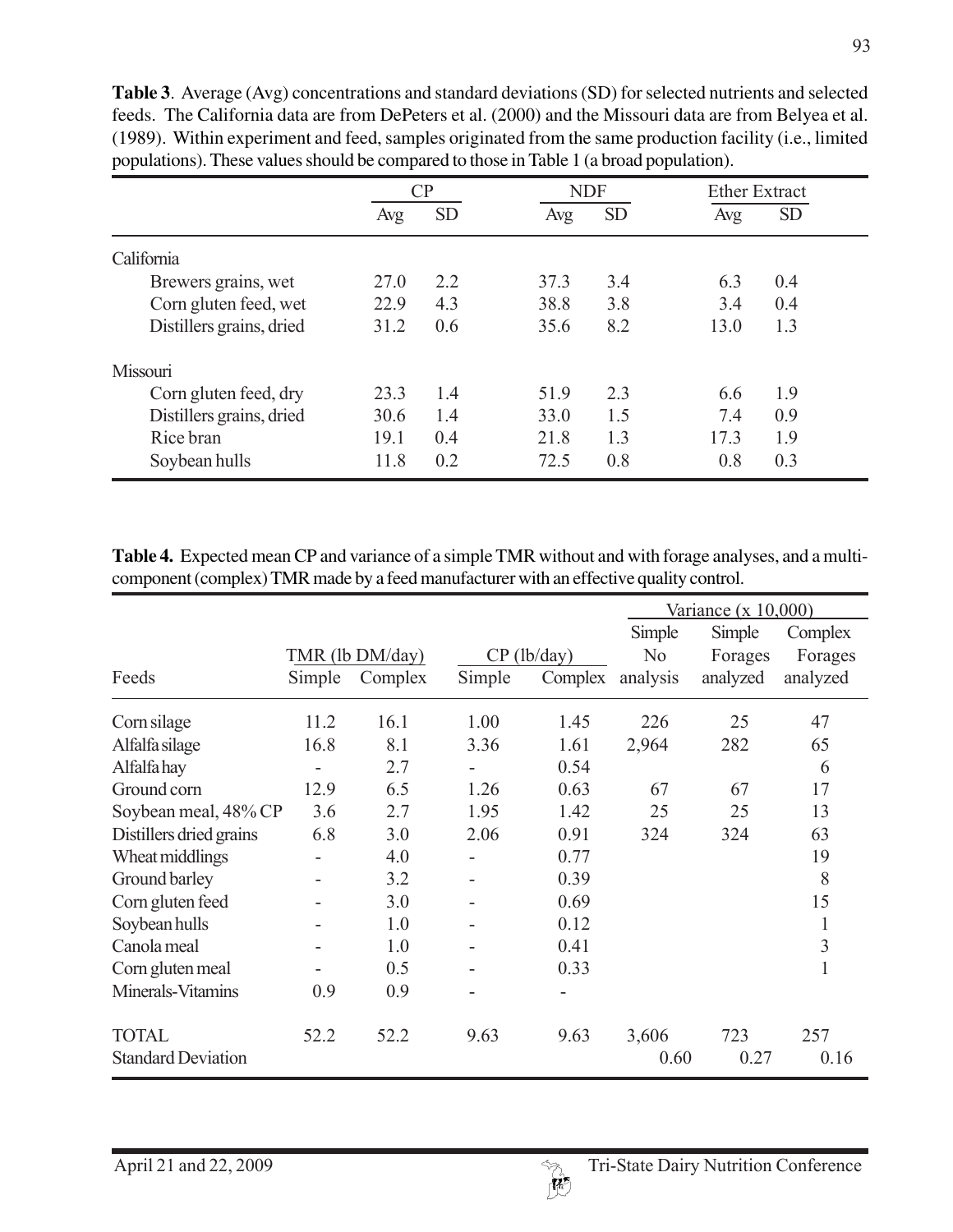**Table 3**. Average (Avg) concentrations and standard deviations (SD) for selected nutrients and selected feeds. The California data are from DePeters et al. (2000) and the Missouri data are from Belyea et al. (1989). Within experiment and feed, samples originated from the same production facility (i.e., limited populations). These values should be compared to those in Table 1 (a broad population).

| | CP | | NDF | | Ether Extract | |
|---|---|---|---|---|---|---|
| | Avg | SD | Avg | SD | Avg | SD |
| California | | | | | | |
| Brewers grains, wet | 27.0 | 2.2 | 37.3 | 3.4 | 6.3 | 0.4 |
| Corn gluten feed, wet | 22.9 | 4.3 | 38.8 | 3.8 | 3.4 | 0.4 |
| Distillers grains, dried | 31.2 | 0.6 | 35.6 | 8.2 | 13.0 | 1.3 |
| Missouri | | | | | | |
| Corn gluten feed, dry | 23.3 | 1.4 | 51.9 | 2.3 | 6.6 | 1.9 |
| Distillers grains, dried | 30.6 | 1.4 | 33.0 | 1.5 | 7.4 | 0.9 |
| Rice bran | 19.1 | 0.4 | 21.8 | 1.3 | 17.3 | 1.9 |
| Soybean hulls | 11.8 | 0.2 | 72.5 | 0.8 | 0.8 | 0.3 |

**Table 4.** Expected mean CP and variance of a simple TMR without and with forage analyses, and a multi-component (complex) TMR made by a feed manufacturer with an effective quality control.

| | | | | | Variance (x 10,000) | | |
|---|---|---|---|---|---|---|---|
| | TMR (lb DM/day) | | CP (lb/day) | | Simple | Simple | Complex |
| Feeds | Simple | Complex | Simple | Complex | No analysis | Forages analyzed | Forages analyzed |
| Corn silage | 11.2 | 16.1 | 1.00 | 1.45 | 226 | 25 | 47 |
| Alfalfa silage | 16.8 | 8.1 | 3.36 | 1.61 | 2,964 | 282 | 65 |
| Alfalfa hay | - | 2.7 | - | 0.54 | | | 6 |
| Ground corn | 12.9 | 6.5 | 1.26 | 0.63 | 67 | 67 | 17 |
| Soybean meal, 48% CP | 3.6 | 2.7 | 1.95 | 1.42 | 25 | 25 | 13 |
| Distillers dried grains | 6.8 | 3.0 | 2.06 | 0.91 | 324 | 324 | 63 |
| Wheat middlings | - | 4.0 | - | 0.77 | | | 19 |
| Ground barley | - | 3.2 | - | 0.39 | | | 8 |
| Corn gluten feed | - | 3.0 | - | 0.69 | | | 15 |
| Soybean hulls | - | 1.0 | - | 0.12 | | | 1 |
| Canola meal | - | 1.0 | - | 0.41 | | | 3 |
| Corn gluten meal | - | 0.5 | - | 0.33 | | | 1 |
| Minerals-Vitamins | 0.9 | 0.9 | - | - | | | |
| TOTAL | 52.2 | 52.2 | 9.63 | 9.63 | 3,606 | 723 | 257 |
| Standard Deviation | | | | | 0.60 | 0.27 | 0.16 |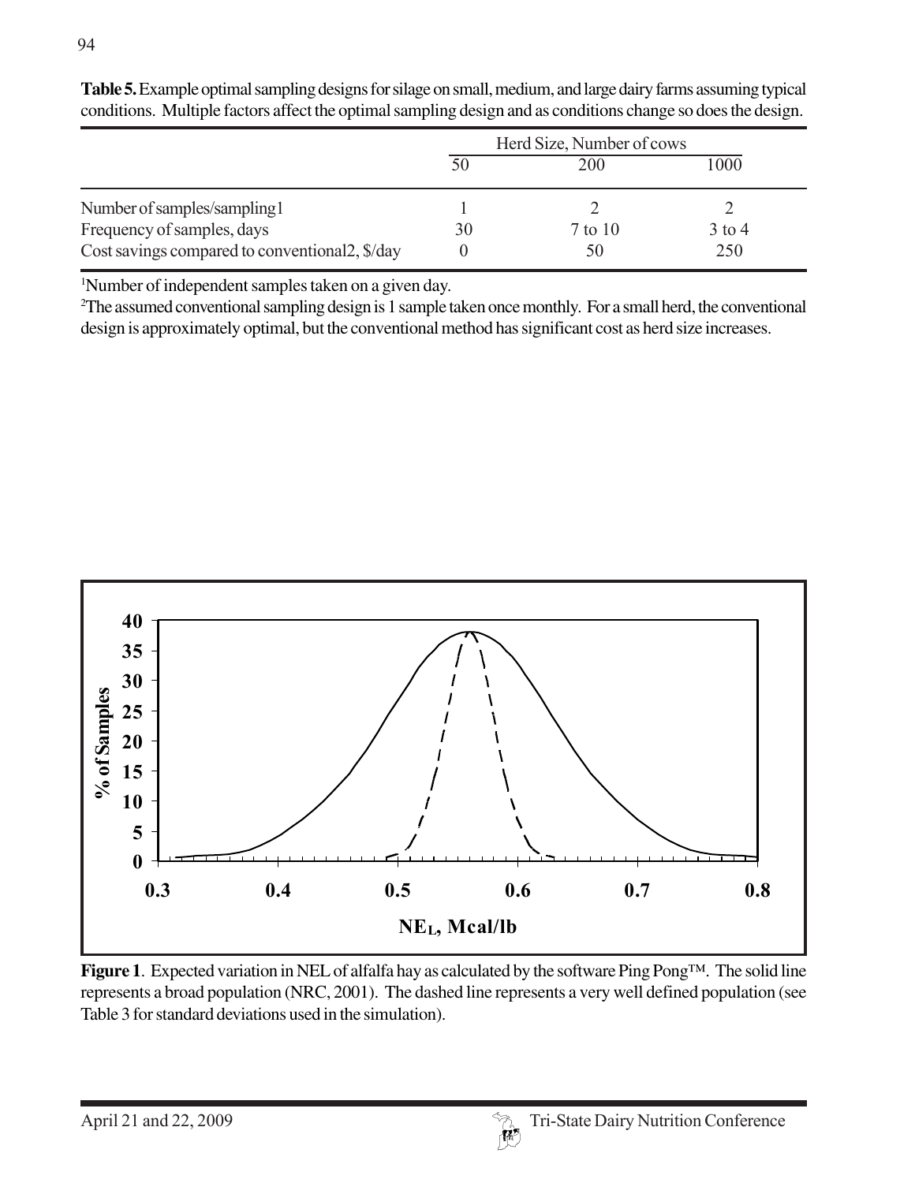**Table 5.** Example optimal sampling designs for silage on small, medium, and large dairy farms assuming typical conditions. Multiple factors affect the optimal sampling design and as conditions change so does the design.

| | Herd Size, Number of cows | | |
|---|---|---|---|
| | 50 | 200 | 1000 |
| Number of samples/sampling[1] | 1 | 2 | 2 |
| Frequency of samples, days | 30 | 7 to 10 | 3 to 4 |
| Cost savings compared to conventional[2], $/day | 0 | 50 | 250 |

[1]Number of independent samples taken on a given day.

[2]The assumed conventional sampling design is 1 sample taken once monthly. For a small herd, the conventional design is approximately optimal, but the conventional method has significant cost as herd size increases.

**Figure 1**. Expected variation in NEL of alfalfa hay as calculated by the software Ping Pong™. The solid line represents a broad population (NRC, 2001). The dashed line represents a very well defined population (see Table 3 for standard deviations used in the simulation).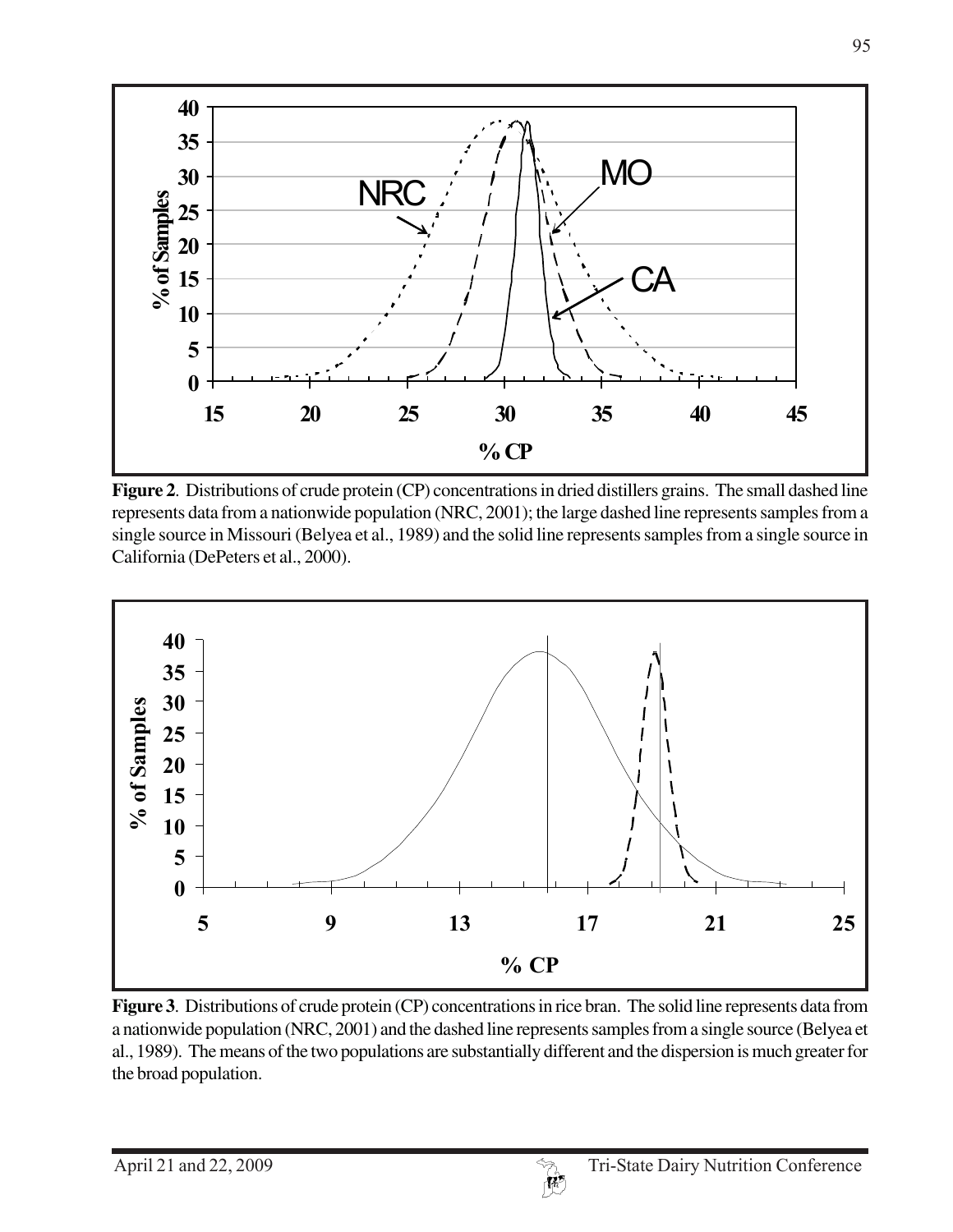**Figure 2**. Distributions of crude protein (CP) concentrations in dried distillers grains. The small dashed line represents data from a nationwide population (NRC, 2001); the large dashed line represents samples from a single source in Missouri (Belyea et al., 1989) and the solid line represents samples from a single source in California (DePeters et al., 2000).

**Figure 3**. Distributions of crude protein (CP) concentrations in rice bran. The solid line represents data from a nationwide population (NRC, 2001) and the dashed line represents samples from a single source (Belyea et al., 1989). The means of the two populations are substantially different and the dispersion is much greater for the broad population.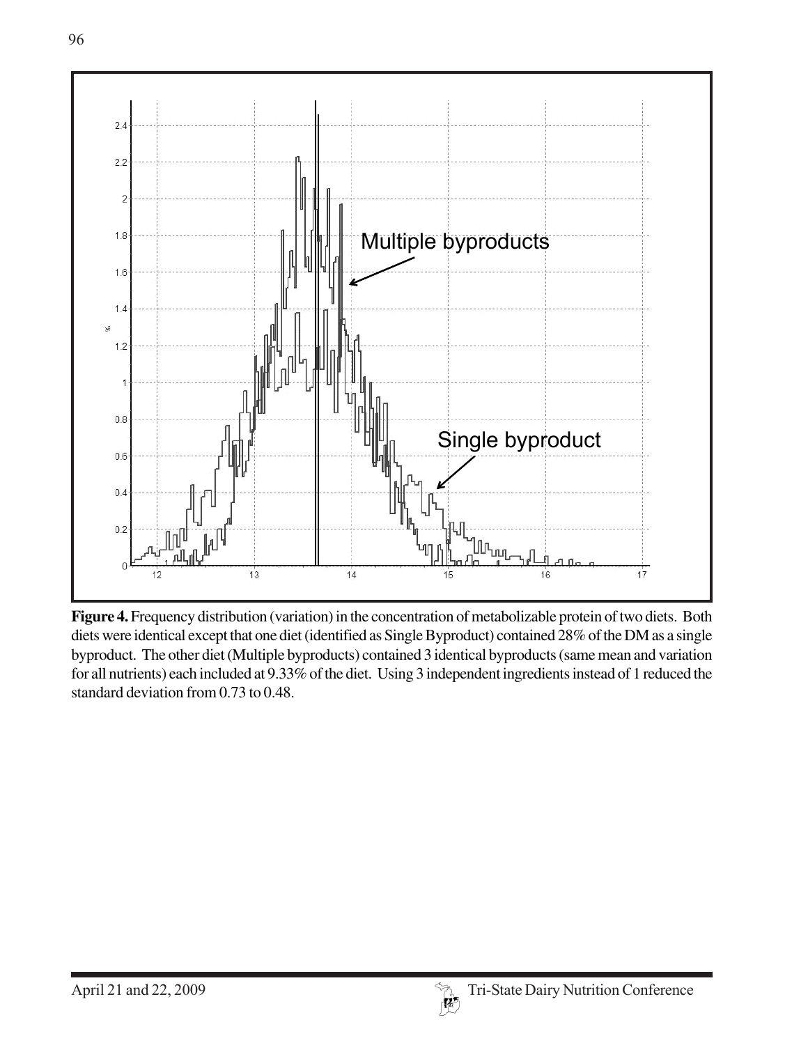2.4
2.2
2
1.8
1.6
1.4
1.2
1
0.8
0.6
0.4
0.2
0

%

12
13
14
15
16
17

Multiple byproducts

Single byproduct

**Figure 4.** Frequency distribution (variation) in the concentration of metabolizable protein of two diets. Both diets were identical except that one diet (identified as Single Byproduct) contained 28% of the DM as a single byproduct. The other diet (Multiple byproducts) contained 3 identical byproducts (same mean and variation for all nutrients) each included at 9.33% of the diet. Using 3 independent ingredients instead of 1 reduced the standard deviation from 0.73 to 0.48.